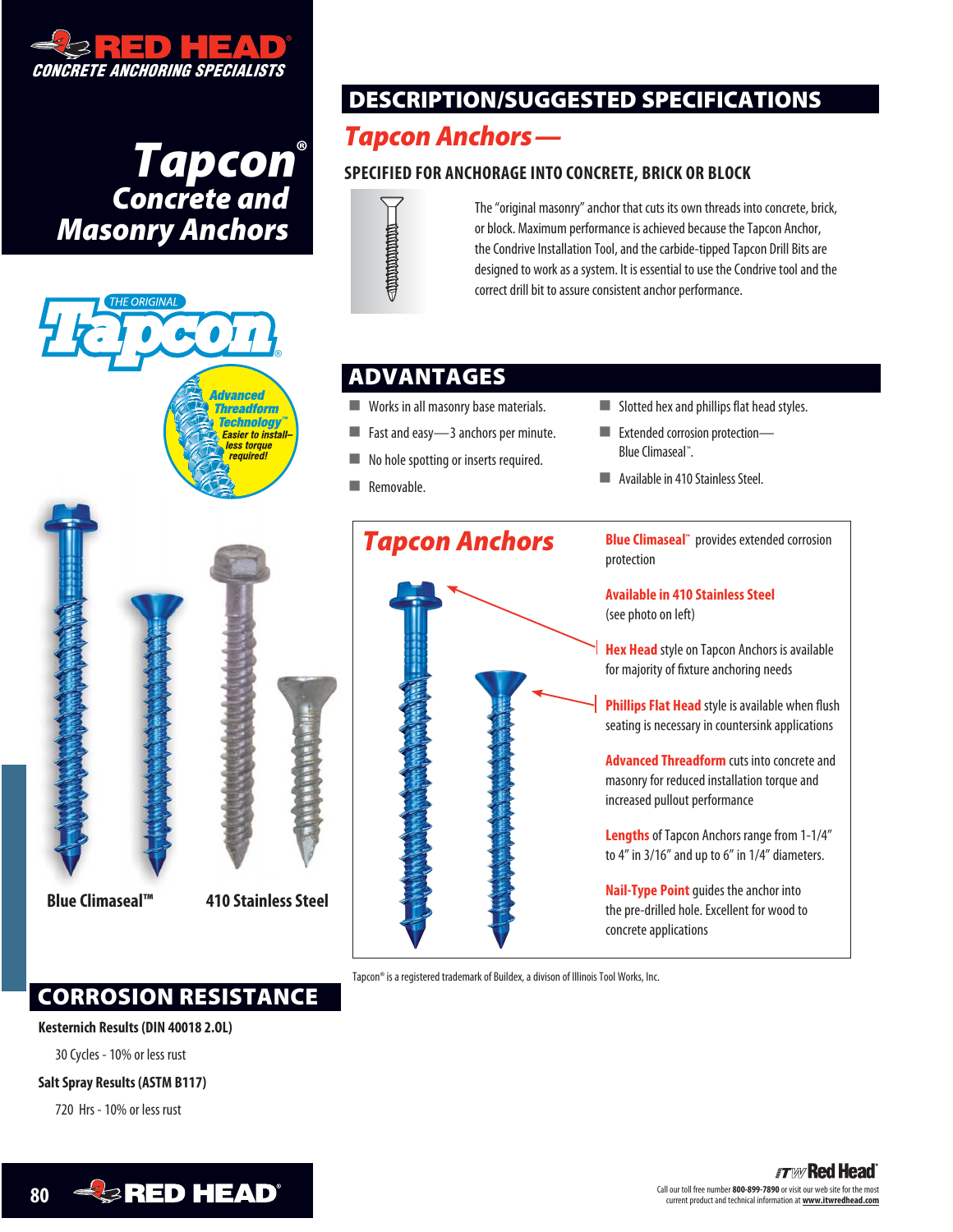**RED HEAD®**
**CONCRETE ANCHORING SPECIALISTS**

# Tapcon® Concrete and Masonry Anchors

THE ORIGINAL Tapcon®

Advanced Threadform Technology™ Easier to install– less torque required!

Blue Climaseal™

410 Stainless Steel

## CORROSION RESISTANCE

**Kesternich Results (DIN 40018 2.0L)**

30 Cycles - 10% or less rust

**Salt Spray Results (ASTM B117)**

720 Hrs - 10% or less rust

## DESCRIPTION/SUGGESTED SPECIFICATIONS

### *Tapcon Anchors —*

**SPECIFIED FOR ANCHORAGE INTO CONCRETE, BRICK OR BLOCK**

The "original masonry" anchor that cuts its own threads into concrete, brick, or block. Maximum performance is achieved because the Tapcon Anchor, the Condrive Installation Tool, and the carbide-tipped Tapcon Drill Bits are designed to work as a system. It is essential to use the Condrive tool and the correct drill bit to assure consistent anchor performance.

## ADVANTAGES

- Works in all masonry base materials.
- Fast and easy—3 anchors per minute.
- No hole spotting or inserts required.
- Removable.
- Slotted hex and phillips flat head styles.
- Extended corrosion protection— Blue Climaseal™.
- Available in 410 Stainless Steel.

### *Tapcon Anchors*

**Blue Climaseal™** provides extended corrosion protection

**Available in 410 Stainless Steel** (see photo on left)

**Hex Head** style on Tapcon Anchors is available for majority of fixture anchoring needs

**Phillips Flat Head** style is available when flush seating is necessary in countersink applications

**Advanced Threadform** cuts into concrete and masonry for reduced installation torque and increased pullout performance

**Lengths** of Tapcon Anchors range from 1-1/4" to 4" in 3/16" and up to 6" in 1/4" diameters.

**Nail-Type Point** guides the anchor into the pre-drilled hole. Excellent for wood to concrete applications

Tapcon® is a registered trademark of Buildex, a divison of Illinois Tool Works, Inc.

ITW Red Head®
Call our toll free number **800-899-7890** or visit our web site for the most current product and technical information at **www.itwredhead.com**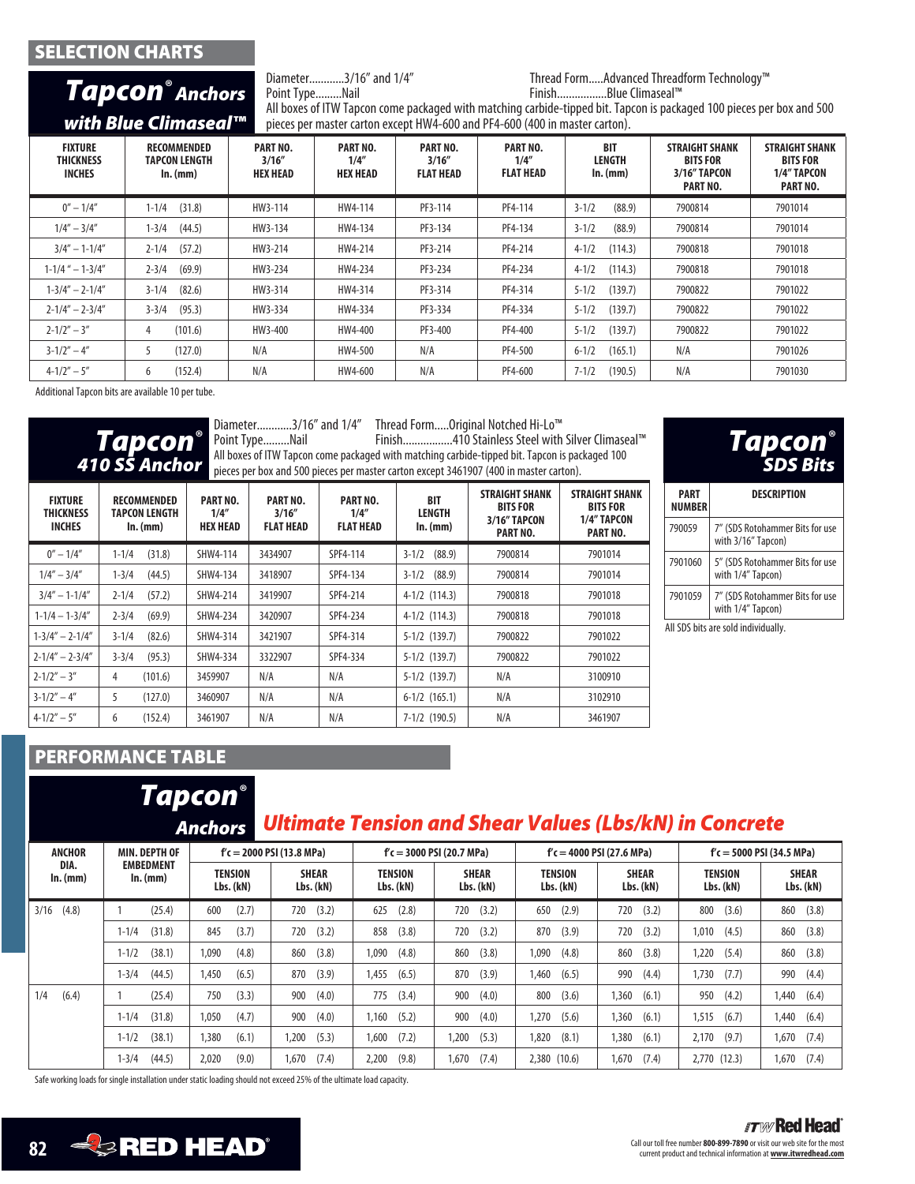## SELECTION CHARTS

### Tapcon® Anchors with Blue Climaseal™

Diameter............3/16" and 1/4"
Point Type.........Nail
Thread Form.....Advanced Threadform Technology™
Finish.................Blue Climaseal™

All boxes of ITW Tapcon come packaged with matching carbide-tipped bit. Tapcon is packaged 100 pieces per box and 500 pieces per master carton except HW4-600 and PF4-600 (400 in master carton).

| FIXTURE THICKNESS INCHES | RECOMMENDED TAPCON LENGTH In. (mm) | PART NO. 3/16" HEX HEAD | PART NO. 1/4" HEX HEAD | PART NO. 3/16" FLAT HEAD | PART NO. 1/4" FLAT HEAD | BIT LENGTH In. (mm) | STRAIGHT SHANK BITS FOR 3/16" TAPCON PART NO. | STRAIGHT SHANK BITS FOR 1/4" TAPCON PART NO. |
|---|---|---|---|---|---|---|---|---|
| 0" – 1/4" | 1-1/4 (31.8) | HW3-114 | HW4-114 | PF3-114 | PF4-114 | 3-1/2 (88.9) | 7900814 | 7901014 |
| 1/4" – 3/4" | 1-3/4 (44.5) | HW3-134 | HW4-134 | PF3-134 | PF4-134 | 3-1/2 (88.9) | 7900814 | 7901014 |
| 3/4" – 1-1/4" | 2-1/4 (57.2) | HW3-214 | HW4-214 | PF3-214 | PF4-214 | 4-1/2 (114.3) | 7900818 | 7901018 |
| 1-1/4 " – 1-3/4" | 2-3/4 (69.9) | HW3-234 | HW4-234 | PF3-234 | PF4-234 | 4-1/2 (114.3) | 7900818 | 7901018 |
| 1-3/4" – 2-1/4" | 3-1/4 (82.6) | HW3-314 | HW4-314 | PF3-314 | PF4-314 | 5-1/2 (139.7) | 7900822 | 7901022 |
| 2-1/4" – 2-3/4" | 3-3/4 (95.3) | HW3-334 | HW4-334 | PF3-334 | PF4-334 | 5-1/2 (139.7) | 7900822 | 7901022 |
| 2-1/2" – 3" | 4 (101.6) | HW3-400 | HW4-400 | PF3-400 | PF4-400 | 5-1/2 (139.7) | 7900822 | 7901022 |
| 3-1/2" – 4" | 5 (127.0) | N/A | HW4-500 | N/A | PF4-500 | 6-1/2 (165.1) | N/A | 7901026 |
| 4-1/2" – 5" | 6 (152.4) | N/A | HW4-600 | N/A | PF4-600 | 7-1/2 (190.5) | N/A | 7901030 |

Additional Tapcon bits are available 10 per tube.

### Tapcon® 410 SS Anchor

Diameter............3/16" and 1/4"
Point Type.........Nail
Thread Form.....Original Notched Hi-Lo™
Finish.................410 Stainless Steel with Silver Climaseal™

All boxes of ITW Tapcon come packaged with matching carbide-tipped bit. Tapcon is packaged 100 pieces per box and 500 pieces per master carton except 3461907 (400 in master carton).

| FIXTURE THICKNESS INCHES | RECOMMENDED TAPCON LENGTH In. (mm) | PART NO. 1/4" HEX HEAD | PART NO. 3/16" FLAT HEAD | PART NO. 1/4" FLAT HEAD | BIT LENGTH In. (mm) | STRAIGHT SHANK BITS FOR 3/16" TAPCON PART NO. | STRAIGHT SHANK BITS FOR 1/4" TAPCON PART NO. |
|---|---|---|---|---|---|---|---|
| 0" – 1/4" | 1-1/4 (31.8) | SHW4-114 | 3434907 | SPF4-114 | 3-1/2 (88.9) | 7900814 | 7901014 |
| 1/4" – 3/4" | 1-3/4 (44.5) | SHW4-134 | 3418907 | SPF4-134 | 3-1/2 (88.9) | 7900814 | 7901014 |
| 3/4" – 1-1/4" | 2-1/4 (57.2) | SHW4-214 | 3419907 | SPF4-214 | 4-1/2 (114.3) | 7900818 | 7901018 |
| 1-1/4 – 1-3/4" | 2-3/4 (69.9) | SHW4-234 | 3420907 | SPF4-234 | 4-1/2 (114.3) | 7900818 | 7901018 |
| 1-3/4" – 2-1/4" | 3-1/4 (82.6) | SHW4-314 | 3421907 | SPF4-314 | 5-1/2 (139.7) | 7900822 | 7901022 |
| 2-1/4" – 2-3/4" | 3-3/4 (95.3) | SHW4-334 | 3322907 | SPF4-334 | 5-1/2 (139.7) | 7900822 | 7901022 |
| 2-1/2" – 3" | 4 (101.6) | 3459907 | N/A | N/A | 5-1/2 (139.7) | N/A | 3100910 |
| 3-1/2" – 4" | 5 (127.0) | 3460907 | N/A | N/A | 6-1/2 (165.1) | N/A | 3102910 |
| 4-1/2" – 5" | 6 (152.4) | 3461907 | N/A | N/A | 7-1/2 (190.5) | N/A | 3461907 |

### Tapcon® SDS Bits

| PART NUMBER | DESCRIPTION |
|---|---|
| 790059 | 7" (SDS Rotohammer Bits for use with 3/16" Tapcon) |
| 7901060 | 5" (SDS Rotohammer Bits for use with 1/4" Tapcon) |
| 7901059 | 7" (SDS Rotohammer Bits for use with 1/4" Tapcon) |

All SDS bits are sold individually.

## PERFORMANCE TABLE

### Tapcon® Anchors – Ultimate Tension and Shear Values (Lbs/kN) in Concrete

| ANCHOR DIA. In. (mm) | MIN. DEPTH OF EMBEDMENT In. (mm) | f'c = 2000 PSI (13.8 MPa) | | f'c = 3000 PSI (20.7 MPa) | | f'c = 4000 PSI (27.6 MPa) | | f'c = 5000 PSI (34.5 MPa) | |
|---|---|---|---|---|---|---|---|---|---|
| | | TENSION Lbs. (kN) | SHEAR Lbs. (kN) | TENSION Lbs. (kN) | SHEAR Lbs. (kN) | TENSION Lbs. (kN) | SHEAR Lbs. (kN) | TENSION Lbs. (kN) | SHEAR Lbs. (kN) |
| 3/16 (4.8) | 1 (25.4) | 600 (2.7) | 720 (3.2) | 625 (2.8) | 720 (3.2) | 650 (2.9) | 720 (3.2) | 800 (3.6) | 860 (3.8) |
| | 1-1/4 (31.8) | 845 (3.7) | 720 (3.2) | 858 (3.8) | 720 (3.2) | 870 (3.9) | 720 (3.2) | 1,010 (4.5) | 860 (3.8) |
| | 1-1/2 (38.1) | 1,090 (4.8) | 860 (3.8) | 1,090 (4.8) | 860 (3.8) | 1,090 (4.8) | 860 (3.8) | 1,220 (5.4) | 860 (3.8) |
| | 1-3/4 (44.5) | 1,450 (6.5) | 870 (3.9) | 1,455 (6.5) | 870 (3.9) | 1,460 (6.5) | 990 (4.4) | 1,730 (7.7) | 990 (4.4) |
| 1/4 (6.4) | 1 (25.4) | 750 (3.3) | 900 (4.0) | 775 (3.4) | 900 (4.0) | 800 (3.6) | 1,360 (6.1) | 950 (4.2) | 1,440 (6.4) |
| | 1-1/4 (31.8) | 1,050 (4.7) | 900 (4.0) | 1,160 (5.2) | 900 (4.0) | 1,270 (5.6) | 1,360 (6.1) | 1,515 (6.7) | 1,440 (6.4) |
| | 1-1/2 (38.1) | 1,380 (6.1) | 1,200 (5.3) | 1,600 (7.2) | 1,200 (5.3) | 1,820 (8.1) | 1,380 (6.1) | 2,170 (9.7) | 1,670 (7.4) |
| | 1-3/4 (44.5) | 2,020 (9.0) | 1,670 (7.4) | 2,200 (9.8) | 1,670 (7.4) | 2,380 (10.6) | 1,670 (7.4) | 2,770 (12.3) | 1,670 (7.4) |

Safe working loads for single installation under static loading should not exceed 25% of the ultimate load capacity.

Call our toll free number **800-899-7890** or visit our web site for the most current product and technical information at **www.itwredhead.com**